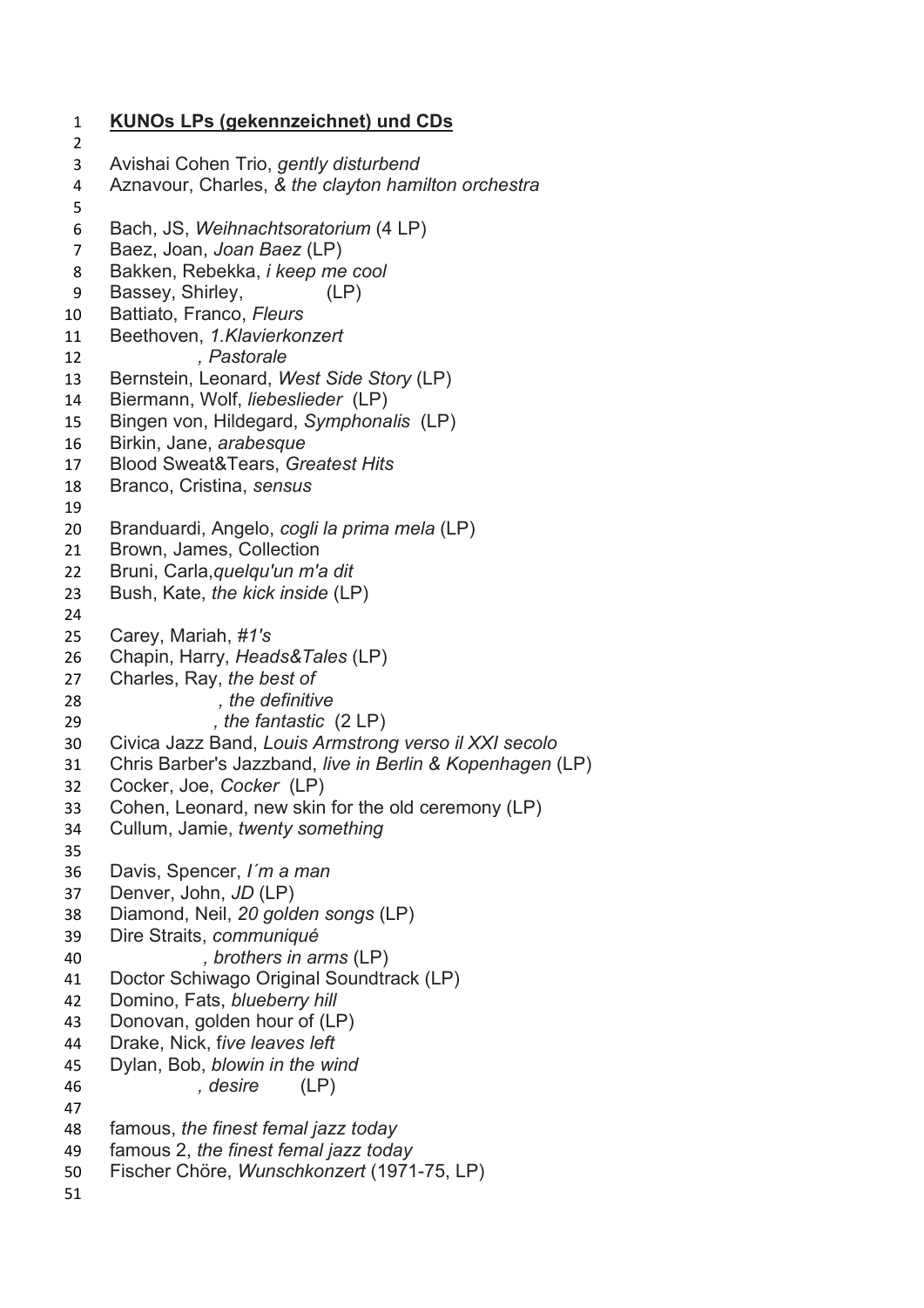**KUNOs LPs (gekennzeichnet) und CDs**

Avishai Cohen Trio, *gently disturbend*
Aznavour, Charles, *& the clayton hamilton orchestra*

Bach, JS, *Weihnachtsoratorium* (4 LP)
Baez, Joan, *Joan Baez* (LP)
Bakken, Rebekka, *i keep me cool*
Bassey, Shirley, (LP)
Battiato, Franco, *Fleurs*
Beethoven, *1.Klavierkonzert*
*, Pastorale*
Bernstein, Leonard, *West Side Story* (LP)
Biermann, Wolf, *liebeslieder* (LP)
Bingen von, Hildegard, *Symphonalis* (LP)
Birkin, Jane, *arabesque*
Blood Sweat&Tears, *Greatest Hits*
Branco, Cristina, *sensus*

Branduardi, Angelo, *cogli la prima mela* (LP)
Brown, James, Collection
Bruni, Carla,*quelqu'un m'a dit*
Bush, Kate, *the kick inside* (LP)

Carey, Mariah, *#1's*
Chapin, Harry, *Heads&Tales* (LP)
Charles, Ray, *the best of*
*, the definitive*
*, the fantastic* (2 LP)
Civica Jazz Band, *Louis Armstrong verso il XXI secolo*
Chris Barber's Jazzband, *live in Berlin & Kopenhagen* (LP)
Cocker, Joe, *Cocker* (LP)
Cohen, Leonard, new skin for the old ceremony (LP)
Cullum, Jamie, *twenty something*

Davis, Spencer, *I´m a man*
Denver, John, *JD* (LP)
Diamond, Neil, *20 golden songs* (LP)
Dire Straits, *communiqué*
*, brothers in arms* (LP)
Doctor Schiwago Original Soundtrack (LP)
Domino, Fats, *blueberry hill*
Donovan, golden hour of (LP)
Drake, Nick, f*ive leaves left*
Dylan, Bob, *blowin in the wind*
*, desire* (LP)

famous, *the finest femal jazz today*
famous 2, *the finest femal jazz today*
Fischer Chöre, *Wunschkonzert* (1971-75, LP)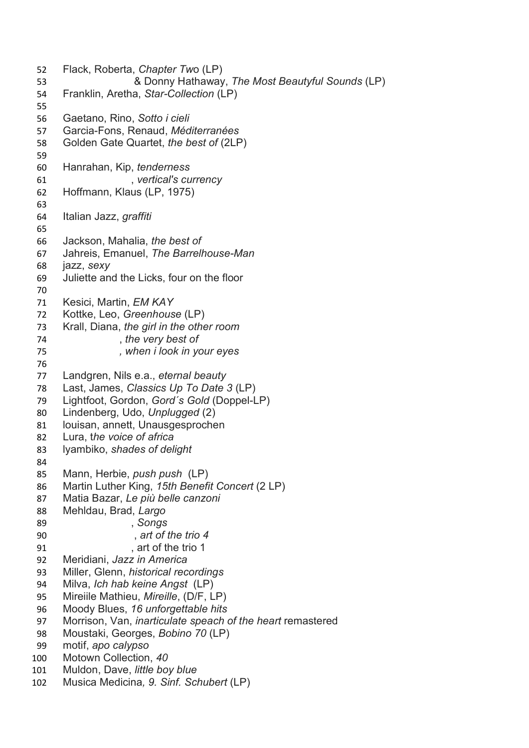Flack, Roberta, *Chapter Two* (LP)
& Donny Hathaway, *The Most Beautyful Sounds* (LP)
Franklin, Aretha, *Star-Collection* (LP)

Gaetano, Rino, *Sotto i cieli*
Garcia-Fons, Renaud, *Méditerranées*
Golden Gate Quartet, *the best of* (2LP)

Hanrahan, Kip, *tenderness*
, *vertical's currency*
Hoffmann, Klaus (LP, 1975)

Italian Jazz, *graffiti*

Jackson, Mahalia, *the best of*
Jahreis, Emanuel, *The Barrelhouse-Man*
jazz, *sexy*
Juliette and the Licks, four on the floor

Kesici, Martin, *EM KAY*
Kottke, Leo, *Greenhouse* (LP)
Krall, Diana, *the girl in the other room*
, *the very best of*
*, when i look in your eyes*

Landgren, Nils e.a., *eternal beauty*
Last, James, *Classics Up To Date 3* (LP)
Lightfoot, Gordon, *Gord´s Gold* (Doppel-LP)
Lindenberg, Udo, *Unplugged* (2)
louisan, annett, Unausgesprochen
Lura, t*he voice of africa*
lyambiko, *shades of delight*

Mann, Herbie, *push push* (LP)
Martin Luther King, *15th Benefit Concert* (2 LP)
Matia Bazar, *Le più belle canzoni*
Mehldau, Brad, *Largo*
, *Songs*
, *art of the trio 4*
, art of the trio 1
Meridiani, *Jazz in America*
Miller, Glenn, *historical recordings*
Milva, *Ich hab keine Angst* (LP)
Mireiile Mathieu, *Mireille*, (D/F, LP)
Moody Blues, *16 unforgettable hits*
Morrison, Van, *inarticulate speach of the heart* remastered
Moustaki, Georges, *Bobino 70* (LP)
motif, *apo calypso*
Motown Collection, *40*
Muldon, Dave, *little boy blue*
Musica Medicina*, 9. Sinf. Schubert* (LP)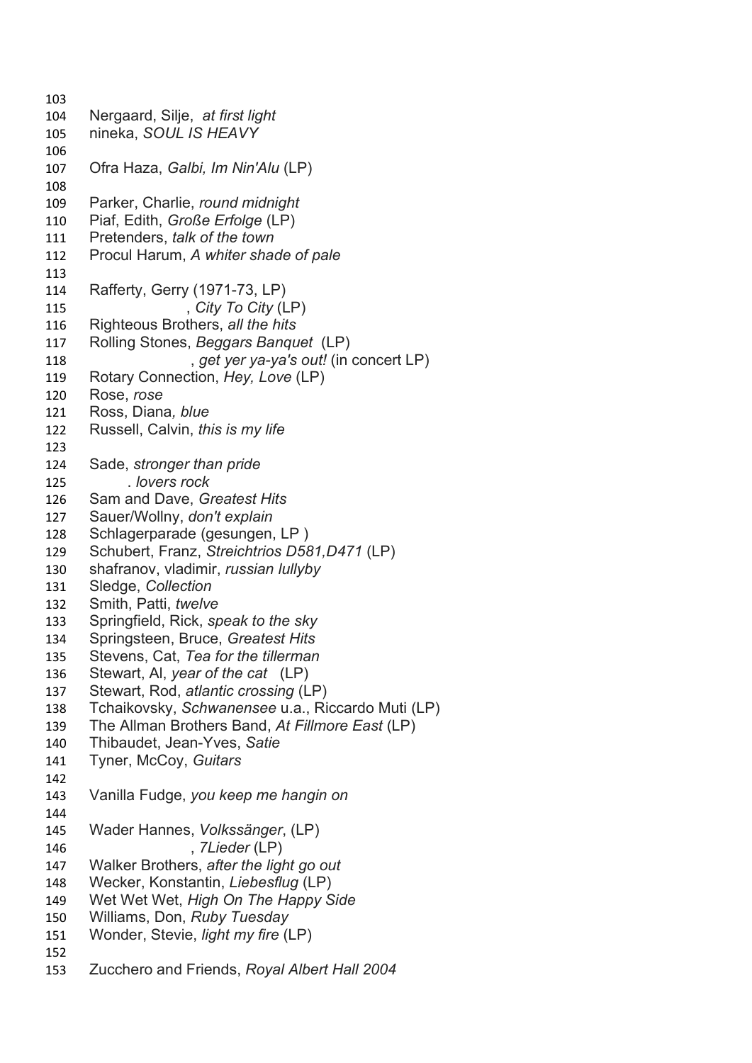Nergaard, Silje, *at first light*
nineka, *SOUL IS HEAVY*

Ofra Haza, *Galbi, Im Nin'Alu* (LP)

Parker, Charlie, *round midnight*
Piaf, Edith, *Große Erfolge* (LP)
Pretenders, *talk of the town*
Procul Harum, *A whiter shade of pale*

Rafferty, Gerry (1971-73, LP)
, *City To City* (LP)
Righteous Brothers, *all the hits*
Rolling Stones, *Beggars Banquet* (LP)
, *get yer ya-ya's out!* (in concert LP)
Rotary Connection, *Hey, Love* (LP)
Rose, *rose*
Ross, Diana, *blue*
Russell, Calvin, *this is my life*

Sade, *stronger than pride*
. *lovers rock*
Sam and Dave, *Greatest Hits*
Sauer/Wollny, *don't explain*
Schlagerparade (gesungen, LP )
Schubert, Franz, *Streichtrios D581,D471* (LP)
shafranov, vladimir, *russian lullyby*
Sledge, *Collection*
Smith, Patti, *twelve*
Springfield, Rick, *speak to the sky*
Springsteen, Bruce, *Greatest Hits*
Stevens, Cat, *Tea for the tillerman*
Stewart, Al, *year of the cat* (LP)
Stewart, Rod, *atlantic crossing* (LP)
Tchaikovsky, *Schwanensee* u.a., Riccardo Muti (LP)
The Allman Brothers Band, *At Fillmore East* (LP)
Thibaudet, Jean-Yves, *Satie*
Tyner, McCoy, *Guitars*

Vanilla Fudge, *you keep me hangin on*

Wader Hannes, *Volkssänger*, (LP)
, *7Lieder* (LP)
Walker Brothers, *after the light go out*
Wecker, Konstantin, *Liebesflug* (LP)
Wet Wet Wet, *High On The Happy Side*
Williams, Don, *Ruby Tuesday*
Wonder, Stevie, *light my fire* (LP)

Zucchero and Friends, *Royal Albert Hall 2004*